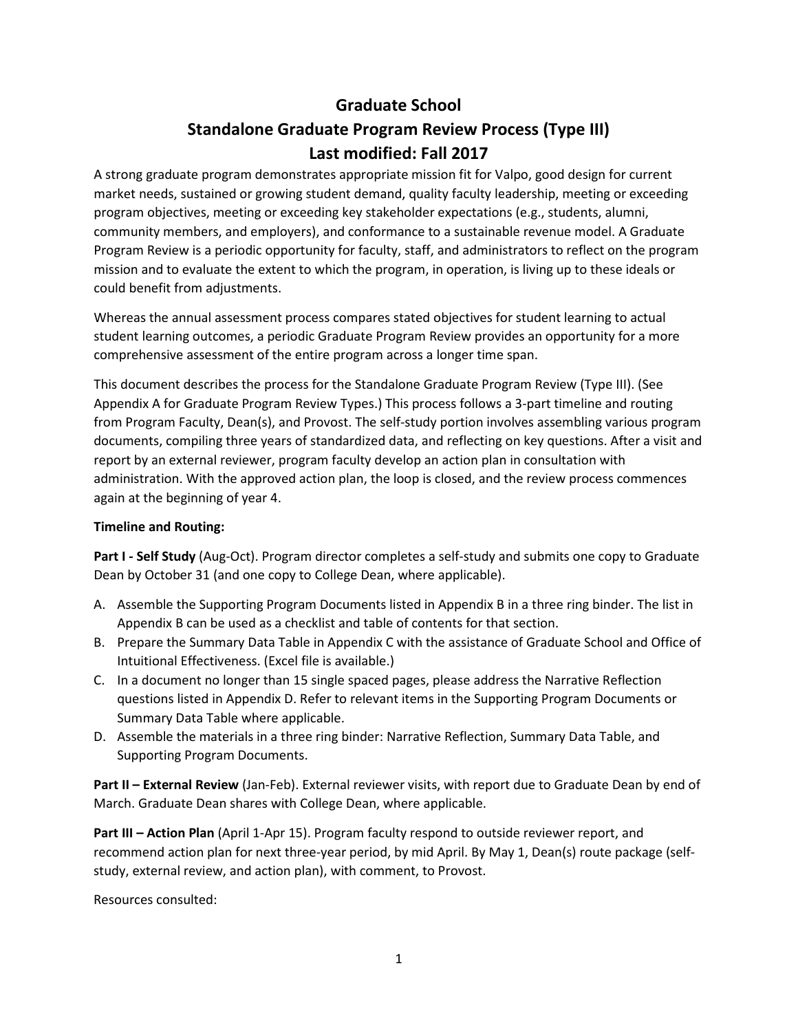# Graduate School

# Standalone Graduate Program Review Process (Type III)

# Last modified: Fall 2017

A strong graduate program demonstrates appropriate mission fit for Valpo, good design for current market needs, sustained or growing student demand, quality faculty leadership, meeting or exceeding program objectives, meeting or exceeding key stakeholder expectations (e.g., students, alumni, community members, and employers), and conformance to a sustainable revenue model. A Graduate Program Review is a periodic opportunity for faculty, staff, and administrators to reflect on the program mission and to evaluate the extent to which the program, in operation, is living up to these ideals or could benefit from adjustments.

Whereas the annual assessment process compares stated objectives for student learning to actual student learning outcomes, a periodic Graduate Program Review provides an opportunity for a more comprehensive assessment of the entire program across a longer time span.

This document describes the process for the Standalone Graduate Program Review (Type III). (See Appendix A for Graduate Program Review Types.) This process follows a 3-part timeline and routing from Program Faculty, Dean(s), and Provost. The self-study portion involves assembling various program documents, compiling three years of standardized data, and reflecting on key questions. After a visit and report by an external reviewer, program faculty develop an action plan in consultation with administration. With the approved action plan, the loop is closed, and the review process commences again at the beginning of year 4.

**Timeline and Routing:**

**Part I - Self Study** (Aug-Oct). Program director completes a self-study and submits one copy to Graduate Dean by October 31 (and one copy to College Dean, where applicable).

A. Assemble the Supporting Program Documents listed in Appendix B in a three ring binder. The list in Appendix B can be used as a checklist and table of contents for that section.
B. Prepare the Summary Data Table in Appendix C with the assistance of Graduate School and Office of Intuitional Effectiveness. (Excel file is available.)
C. In a document no longer than 15 single spaced pages, please address the Narrative Reflection questions listed in Appendix D. Refer to relevant items in the Supporting Program Documents or Summary Data Table where applicable.
D. Assemble the materials in a three ring binder: Narrative Reflection, Summary Data Table, and Supporting Program Documents.

**Part II – External Review** (Jan-Feb). External reviewer visits, with report due to Graduate Dean by end of March. Graduate Dean shares with College Dean, where applicable.

**Part III – Action Plan** (April 1-Apr 15). Program faculty respond to outside reviewer report, and recommend action plan for next three-year period, by mid April. By May 1, Dean(s) route package (self-study, external review, and action plan), with comment, to Provost.

Resources consulted: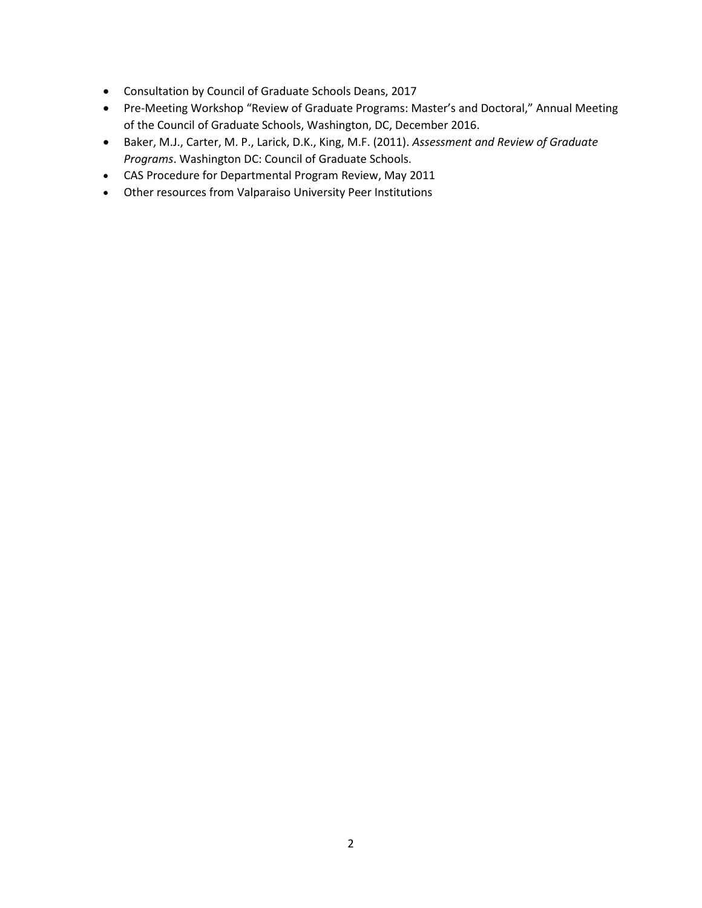- Consultation by Council of Graduate Schools Deans, 2017
- Pre-Meeting Workshop "Review of Graduate Programs: Master's and Doctoral," Annual Meeting of the Council of Graduate Schools, Washington, DC, December 2016.
- Baker, M.J., Carter, M. P., Larick, D.K., King, M.F. (2011). *Assessment and Review of Graduate Programs*. Washington DC: Council of Graduate Schools.
- CAS Procedure for Departmental Program Review, May 2011
- Other resources from Valparaiso University Peer Institutions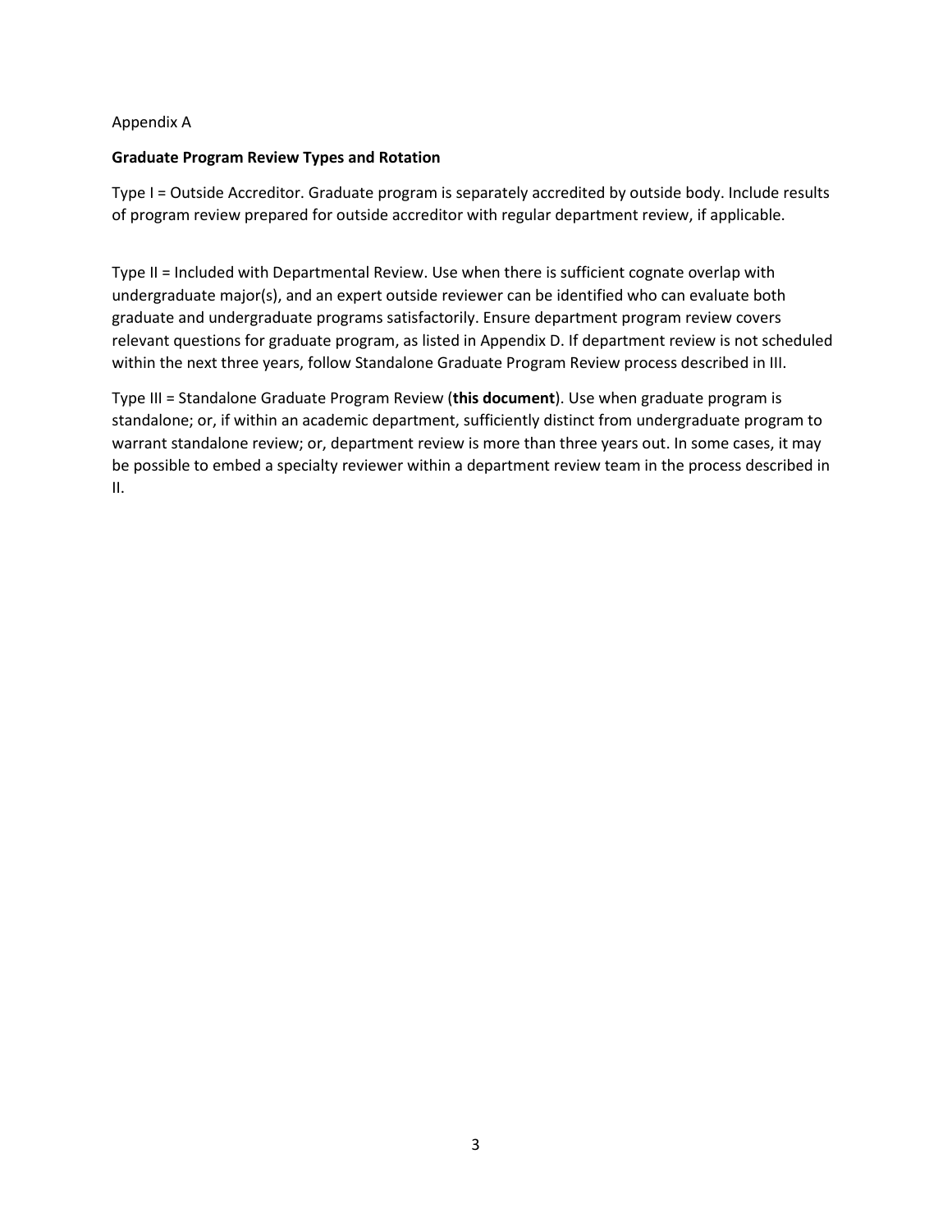Appendix A

**Graduate Program Review Types and Rotation**

Type I = Outside Accreditor. Graduate program is separately accredited by outside body. Include results of program review prepared for outside accreditor with regular department review, if applicable.

Type II = Included with Departmental Review. Use when there is sufficient cognate overlap with undergraduate major(s), and an expert outside reviewer can be identified who can evaluate both graduate and undergraduate programs satisfactorily. Ensure department program review covers relevant questions for graduate program, as listed in Appendix D. If department review is not scheduled within the next three years, follow Standalone Graduate Program Review process described in III.

Type III = Standalone Graduate Program Review (**this document**). Use when graduate program is standalone; or, if within an academic department, sufficiently distinct from undergraduate program to warrant standalone review; or, department review is more than three years out. In some cases, it may be possible to embed a specialty reviewer within a department review team in the process described in II.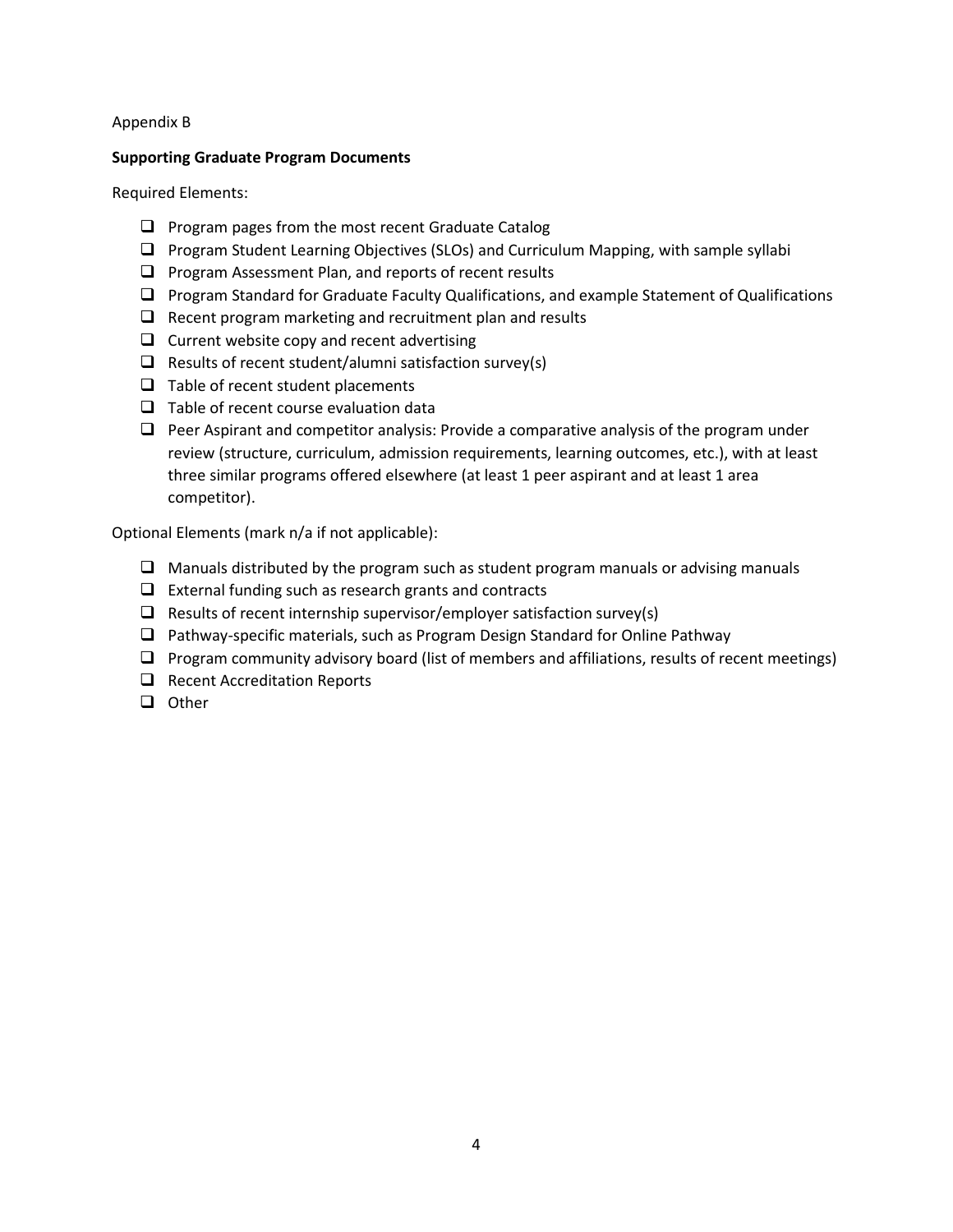Appendix B

**Supporting Graduate Program Documents**

Required Elements:

- [ ] Program pages from the most recent Graduate Catalog
- [ ] Program Student Learning Objectives (SLOs) and Curriculum Mapping, with sample syllabi
- [ ] Program Assessment Plan, and reports of recent results
- [ ] Program Standard for Graduate Faculty Qualifications, and example Statement of Qualifications
- [ ] Recent program marketing and recruitment plan and results
- [ ] Current website copy and recent advertising
- [ ] Results of recent student/alumni satisfaction survey(s)
- [ ] Table of recent student placements
- [ ] Table of recent course evaluation data
- [ ] Peer Aspirant and competitor analysis: Provide a comparative analysis of the program under review (structure, curriculum, admission requirements, learning outcomes, etc.), with at least three similar programs offered elsewhere (at least 1 peer aspirant and at least 1 area competitor).

Optional Elements (mark n/a if not applicable):

- [ ] Manuals distributed by the program such as student program manuals or advising manuals
- [ ] External funding such as research grants and contracts
- [ ] Results of recent internship supervisor/employer satisfaction survey(s)
- [ ] Pathway-specific materials, such as Program Design Standard for Online Pathway
- [ ] Program community advisory board (list of members and affiliations, results of recent meetings)
- [ ] Recent Accreditation Reports
- [ ] Other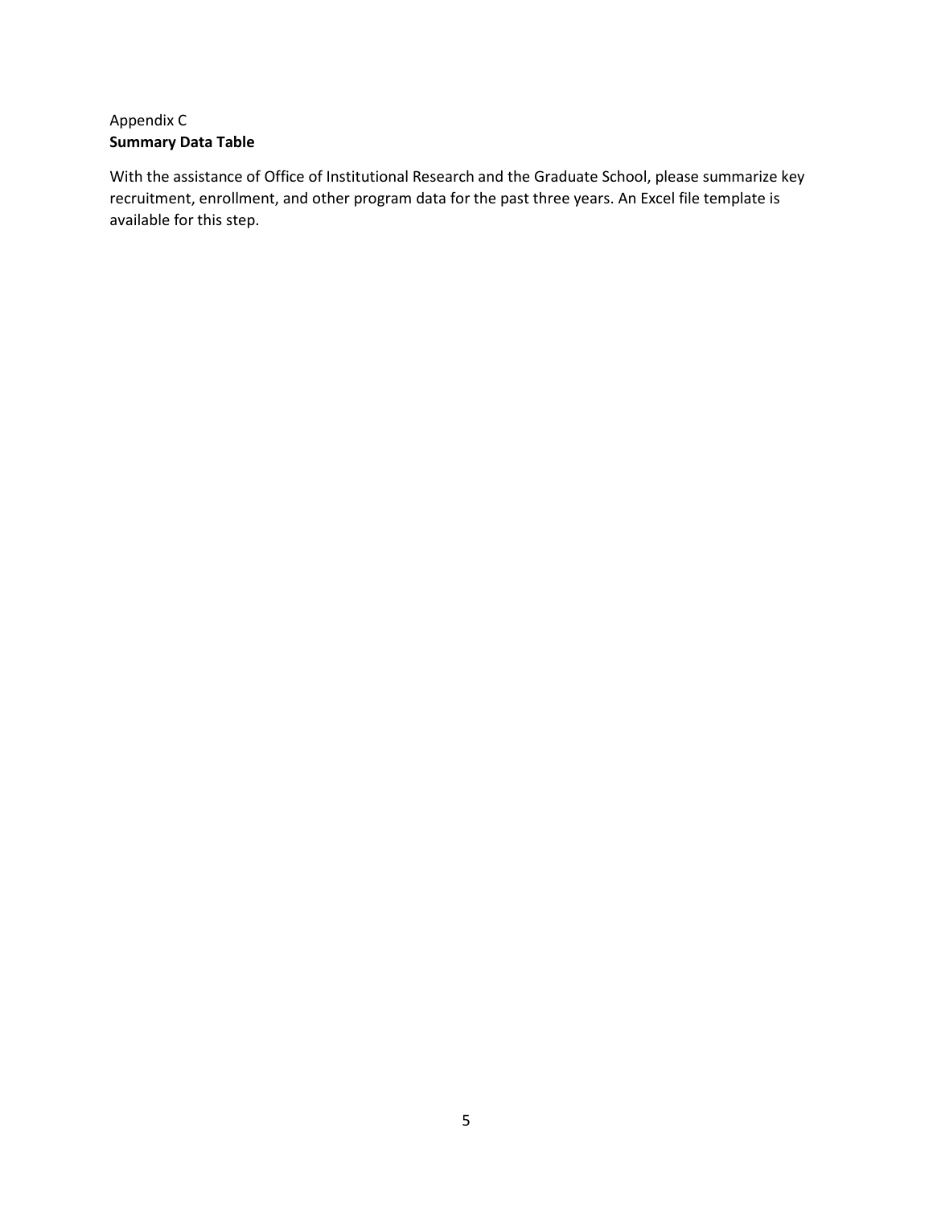Appendix C

**Summary Data Table**

With the assistance of Office of Institutional Research and the Graduate School, please summarize key recruitment, enrollment, and other program data for the past three years. An Excel file template is available for this step.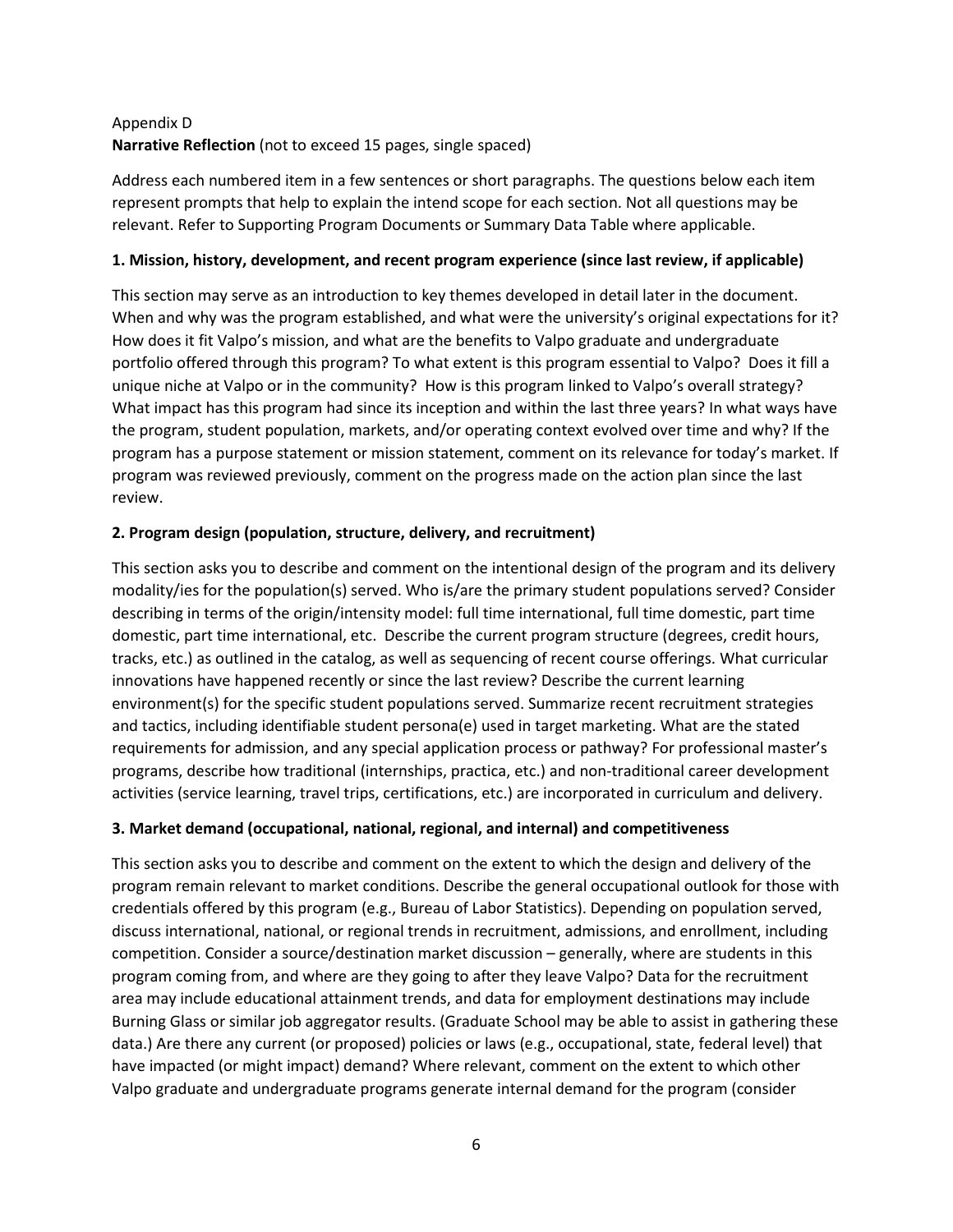Appendix D

**Narrative Reflection** (not to exceed 15 pages, single spaced)

Address each numbered item in a few sentences or short paragraphs. The questions below each item represent prompts that help to explain the intend scope for each section. Not all questions may be relevant. Refer to Supporting Program Documents or Summary Data Table where applicable.

**1. Mission, history, development, and recent program experience (since last review, if applicable)**

This section may serve as an introduction to key themes developed in detail later in the document. When and why was the program established, and what were the university's original expectations for it? How does it fit Valpo's mission, and what are the benefits to Valpo graduate and undergraduate portfolio offered through this program? To what extent is this program essential to Valpo? Does it fill a unique niche at Valpo or in the community? How is this program linked to Valpo's overall strategy? What impact has this program had since its inception and within the last three years? In what ways have the program, student population, markets, and/or operating context evolved over time and why? If the program has a purpose statement or mission statement, comment on its relevance for today's market. If program was reviewed previously, comment on the progress made on the action plan since the last review.

**2. Program design (population, structure, delivery, and recruitment)**

This section asks you to describe and comment on the intentional design of the program and its delivery modality/ies for the population(s) served. Who is/are the primary student populations served? Consider describing in terms of the origin/intensity model: full time international, full time domestic, part time domestic, part time international, etc. Describe the current program structure (degrees, credit hours, tracks, etc.) as outlined in the catalog, as well as sequencing of recent course offerings. What curricular innovations have happened recently or since the last review? Describe the current learning environment(s) for the specific student populations served. Summarize recent recruitment strategies and tactics, including identifiable student persona(e) used in target marketing. What are the stated requirements for admission, and any special application process or pathway? For professional master's programs, describe how traditional (internships, practica, etc.) and non-traditional career development activities (service learning, travel trips, certifications, etc.) are incorporated in curriculum and delivery.

**3. Market demand (occupational, national, regional, and internal) and competitiveness**

This section asks you to describe and comment on the extent to which the design and delivery of the program remain relevant to market conditions. Describe the general occupational outlook for those with credentials offered by this program (e.g., Bureau of Labor Statistics). Depending on population served, discuss international, national, or regional trends in recruitment, admissions, and enrollment, including competition. Consider a source/destination market discussion – generally, where are students in this program coming from, and where are they going to after they leave Valpo? Data for the recruitment area may include educational attainment trends, and data for employment destinations may include Burning Glass or similar job aggregator results. (Graduate School may be able to assist in gathering these data.) Are there any current (or proposed) policies or laws (e.g., occupational, state, federal level) that have impacted (or might impact) demand? Where relevant, comment on the extent to which other Valpo graduate and undergraduate programs generate internal demand for the program (consider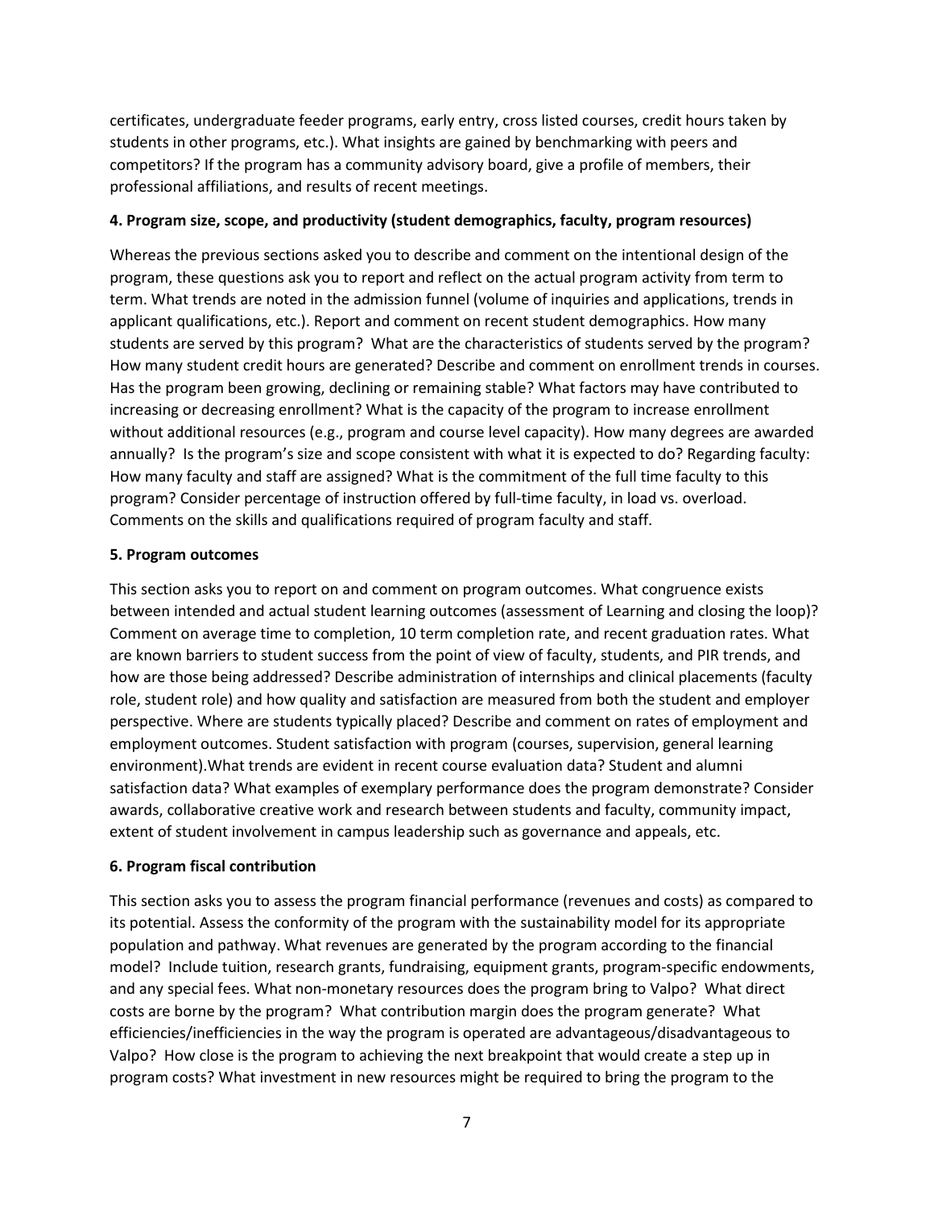certificates, undergraduate feeder programs, early entry, cross listed courses, credit hours taken by students in other programs, etc.). What insights are gained by benchmarking with peers and competitors? If the program has a community advisory board, give a profile of members, their professional affiliations, and results of recent meetings.

**4. Program size, scope, and productivity (student demographics, faculty, program resources)**

Whereas the previous sections asked you to describe and comment on the intentional design of the program, these questions ask you to report and reflect on the actual program activity from term to term. What trends are noted in the admission funnel (volume of inquiries and applications, trends in applicant qualifications, etc.). Report and comment on recent student demographics. How many students are served by this program? What are the characteristics of students served by the program? How many student credit hours are generated? Describe and comment on enrollment trends in courses. Has the program been growing, declining or remaining stable? What factors may have contributed to increasing or decreasing enrollment? What is the capacity of the program to increase enrollment without additional resources (e.g., program and course level capacity). How many degrees are awarded annually? Is the program's size and scope consistent with what it is expected to do? Regarding faculty: How many faculty and staff are assigned? What is the commitment of the full time faculty to this program? Consider percentage of instruction offered by full-time faculty, in load vs. overload. Comments on the skills and qualifications required of program faculty and staff.

**5. Program outcomes**

This section asks you to report on and comment on program outcomes. What congruence exists between intended and actual student learning outcomes (assessment of Learning and closing the loop)? Comment on average time to completion, 10 term completion rate, and recent graduation rates. What are known barriers to student success from the point of view of faculty, students, and PIR trends, and how are those being addressed? Describe administration of internships and clinical placements (faculty role, student role) and how quality and satisfaction are measured from both the student and employer perspective. Where are students typically placed? Describe and comment on rates of employment and employment outcomes. Student satisfaction with program (courses, supervision, general learning environment).What trends are evident in recent course evaluation data? Student and alumni satisfaction data? What examples of exemplary performance does the program demonstrate? Consider awards, collaborative creative work and research between students and faculty, community impact, extent of student involvement in campus leadership such as governance and appeals, etc.

**6. Program fiscal contribution**

This section asks you to assess the program financial performance (revenues and costs) as compared to its potential. Assess the conformity of the program with the sustainability model for its appropriate population and pathway. What revenues are generated by the program according to the financial model? Include tuition, research grants, fundraising, equipment grants, program-specific endowments, and any special fees. What non-monetary resources does the program bring to Valpo? What direct costs are borne by the program? What contribution margin does the program generate? What efficiencies/inefficiencies in the way the program is operated are advantageous/disadvantageous to Valpo? How close is the program to achieving the next breakpoint that would create a step up in program costs? What investment in new resources might be required to bring the program to the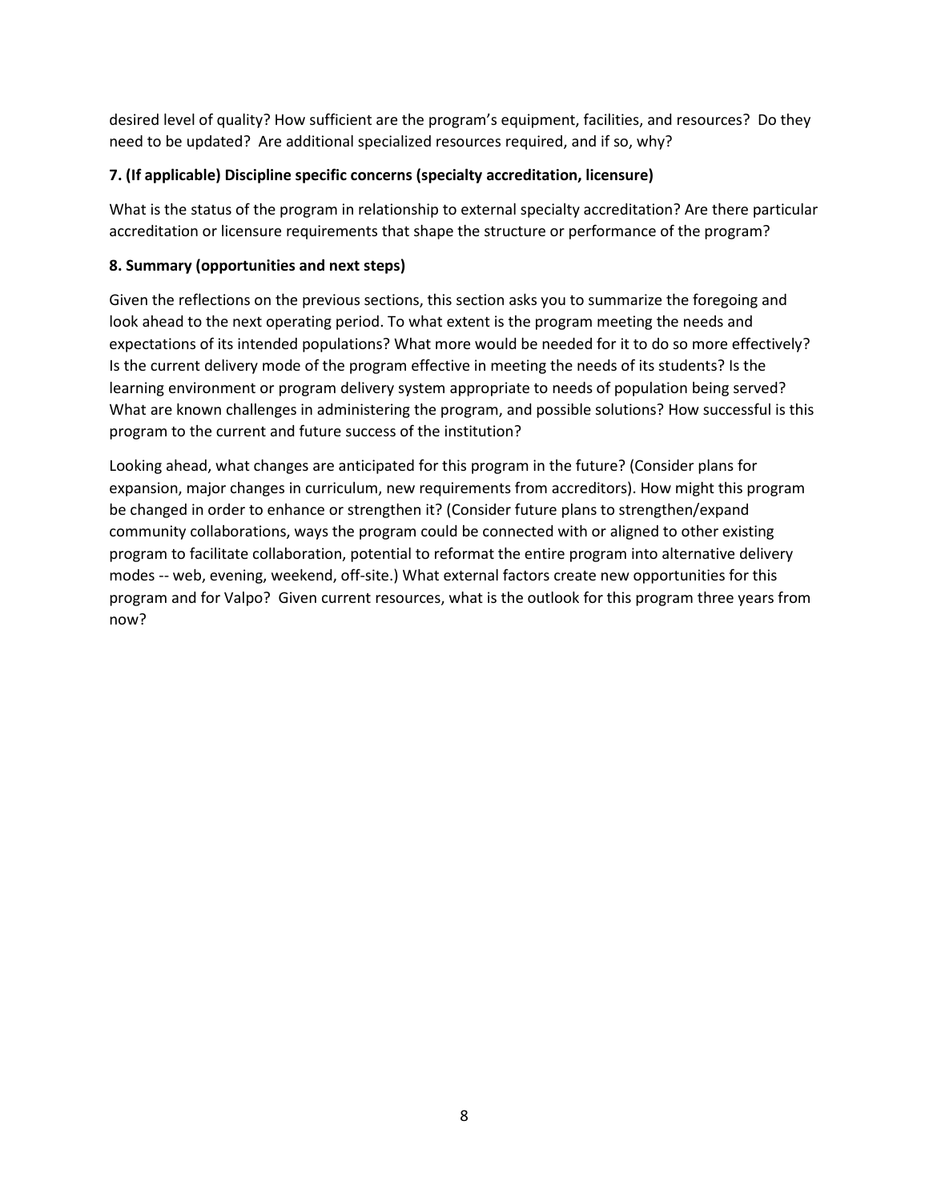desired level of quality? How sufficient are the program's equipment, facilities, and resources? Do they need to be updated? Are additional specialized resources required, and if so, why?

**7. (If applicable) Discipline specific concerns (specialty accreditation, licensure)**

What is the status of the program in relationship to external specialty accreditation? Are there particular accreditation or licensure requirements that shape the structure or performance of the program?

**8. Summary (opportunities and next steps)**

Given the reflections on the previous sections, this section asks you to summarize the foregoing and look ahead to the next operating period. To what extent is the program meeting the needs and expectations of its intended populations? What more would be needed for it to do so more effectively? Is the current delivery mode of the program effective in meeting the needs of its students? Is the learning environment or program delivery system appropriate to needs of population being served? What are known challenges in administering the program, and possible solutions? How successful is this program to the current and future success of the institution?

Looking ahead, what changes are anticipated for this program in the future? (Consider plans for expansion, major changes in curriculum, new requirements from accreditors). How might this program be changed in order to enhance or strengthen it? (Consider future plans to strengthen/expand community collaborations, ways the program could be connected with or aligned to other existing program to facilitate collaboration, potential to reformat the entire program into alternative delivery modes -- web, evening, weekend, off-site.) What external factors create new opportunities for this program and for Valpo? Given current resources, what is the outlook for this program three years from now?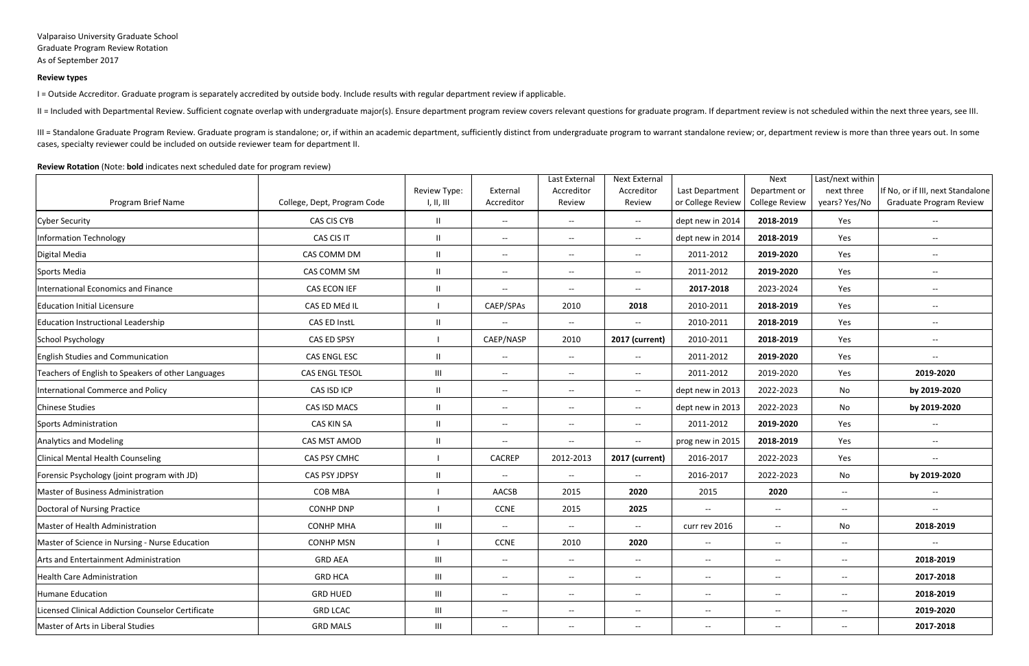Valparaiso University Graduate School
Graduate Program Review Rotation
As of September 2017

**Review types**

I = Outside Accreditor. Graduate program is separately accredited by outside body. Include results with regular department review if applicable.

II = Included with Departmental Review. Sufficient cognate overlap with undergraduate major(s). Ensure department program review covers relevant questions for graduate program. If department review is not scheduled within the next three years, see III.

III = Standalone Graduate Program Review. Graduate program is standalone; or, if within an academic department, sufficiently distinct from undergraduate program to warrant standalone review; or, department review is more than three years out. In some cases, specialty reviewer could be included on outside reviewer team for department II.

**Review Rotation** (Note: **bold** indicates next scheduled date for program review)

| Program Brief Name | College, Dept, Program Code | Review Type: I, II, III | External Accreditor | Last External Accreditor Review | Next External Accreditor Review | Last Department or College Review | Next Department or College Review | Last/next within next three years? Yes/No | If No, or if III, next Standalone Graduate Program Review |
|---|---|---|---|---|---|---|---|---|---|
| Cyber Security | CAS CIS CYB | II | -- | -- | -- | dept new in 2014 | **2018-2019** | Yes | -- |
| Information Technology | CAS CIS IT | II | -- | -- | -- | dept new in 2014 | **2018-2019** | Yes | -- |
| Digital Media | CAS COMM DM | II | -- | -- | -- | 2011-2012 | **2019-2020** | Yes | -- |
| Sports Media | CAS COMM SM | II | -- | -- | -- | 2011-2012 | **2019-2020** | Yes | -- |
| International Economics and Finance | CAS ECON IEF | II | -- | -- | -- | **2017-2018** | 2023-2024 | Yes | -- |
| Education Initial Licensure | CAS ED MEd IL | I | CAEP/SPAs | 2010 | **2018** | 2010-2011 | **2018-2019** | Yes | -- |
| Education Instructional Leadership | CAS ED InstL | II | -- | -- | -- | 2010-2011 | **2018-2019** | Yes | -- |
| School Psychology | CAS ED SPSY | I | CAEP/NASP | 2010 | **2017 (current)** | 2010-2011 | **2018-2019** | Yes | -- |
| English Studies and Communication | CAS ENGL ESC | II | -- | -- | -- | 2011-2012 | **2019-2020** | Yes | -- |
| Teachers of English to Speakers of other Languages | CAS ENGL TESOL | III | -- | -- | -- | 2011-2012 | 2019-2020 | Yes | **2019-2020** |
| International Commerce and Policy | CAS ISD ICP | II | -- | -- | -- | dept new in 2013 | 2022-2023 | No | **by 2019-2020** |
| Chinese Studies | CAS ISD MACS | II | -- | -- | -- | dept new in 2013 | 2022-2023 | No | **by 2019-2020** |
| Sports Administration | CAS KIN SA | II | -- | -- | -- | 2011-2012 | **2019-2020** | Yes | -- |
| Analytics and Modeling | CAS MST AMOD | II | -- | -- | -- | prog new in 2015 | **2018-2019** | Yes | -- |
| Clinical Mental Health Counseling | CAS PSY CMHC | I | CACREP | 2012-2013 | **2017 (current)** | 2016-2017 | 2022-2023 | Yes | -- |
| Forensic Psychology (joint program with JD) | CAS PSY JDPSY | II | -- | -- | -- | 2016-2017 | 2022-2023 | No | **by 2019-2020** |
| Master of Business Administration | COB MBA | I | AACSB | 2015 | **2020** | 2015 | **2020** | -- | -- |
| Doctoral of Nursing Practice | CONHP DNP | I | CCNE | 2015 | **2025** | -- | -- | -- | -- |
| Master of Health Administration | CONHP MHA | III | -- | -- | -- | curr rev 2016 | -- | No | **2018-2019** |
| Master of Science in Nursing - Nurse Education | CONHP MSN | I | CCNE | 2010 | **2020** | -- | -- | -- | -- |
| Arts and Entertainment Administration | GRD AEA | III | -- | -- | -- | -- | -- | -- | **2018-2019** |
| Health Care Administration | GRD HCA | III | -- | -- | -- | -- | -- | -- | **2017-2018** |
| Humane Education | GRD HUED | III | -- | -- | -- | -- | -- | -- | **2018-2019** |
| Licensed Clinical Addiction Counselor Certificate | GRD LCAC | III | -- | -- | -- | -- | -- | -- | **2019-2020** |
| Master of Arts in Liberal Studies | GRD MALS | III | -- | -- | -- | -- | -- | -- | **2017-2018** |